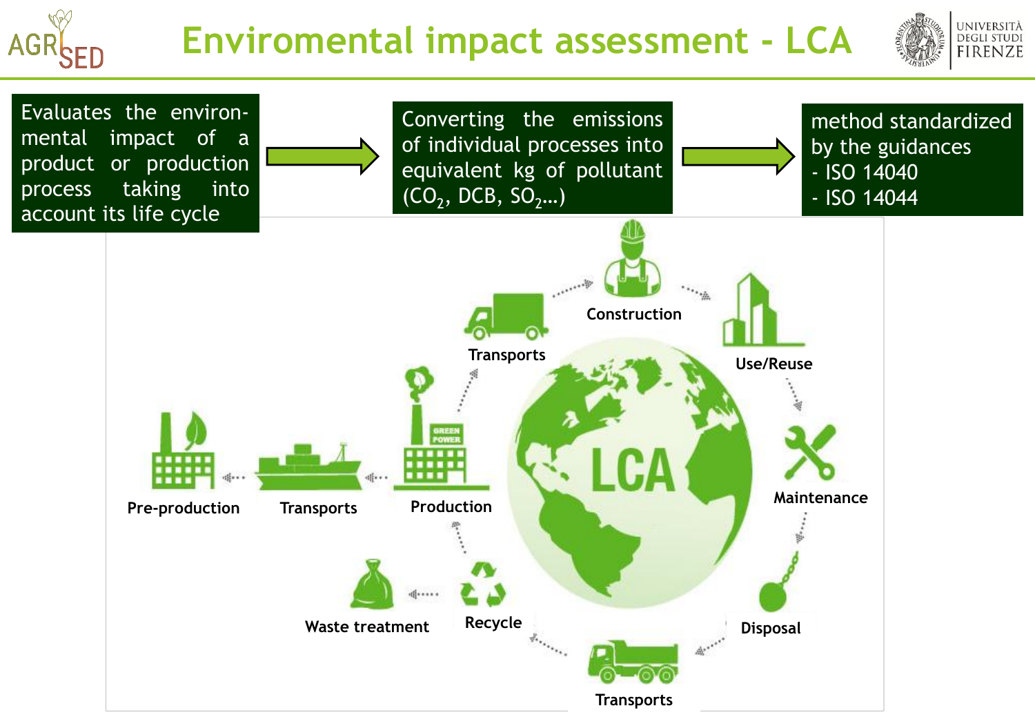# Enviromental impact assessment - LCA

Evaluates the environmental impact of a product or production process taking into account its life cycle

Converting the emissions of individual processes into equivalent kg of pollutant ($CO_2$, DCB, $SO_2$…)

method standardized by the guidances
- ISO 14040
- ISO 14044

LCA

Pre-production → Transports → Production → Transports → Construction → Use/Reuse → Maintenance → Disposal → Transports → Recycle → Waste treatment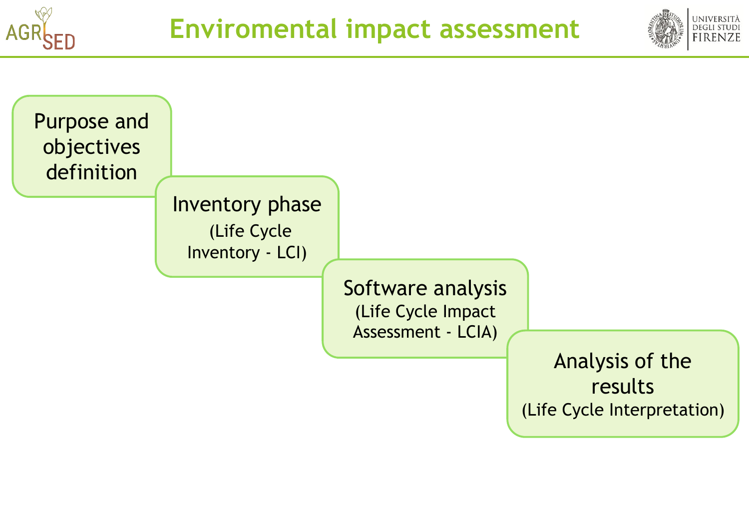# Enviromental impact assessment

1. Purpose and objectives definition
2. Inventory phase (Life Cycle Inventory - LCI)
3. Software analysis (Life Cycle Impact Assessment - LCIA)
4. Analysis of the results (Life Cycle Interpretation)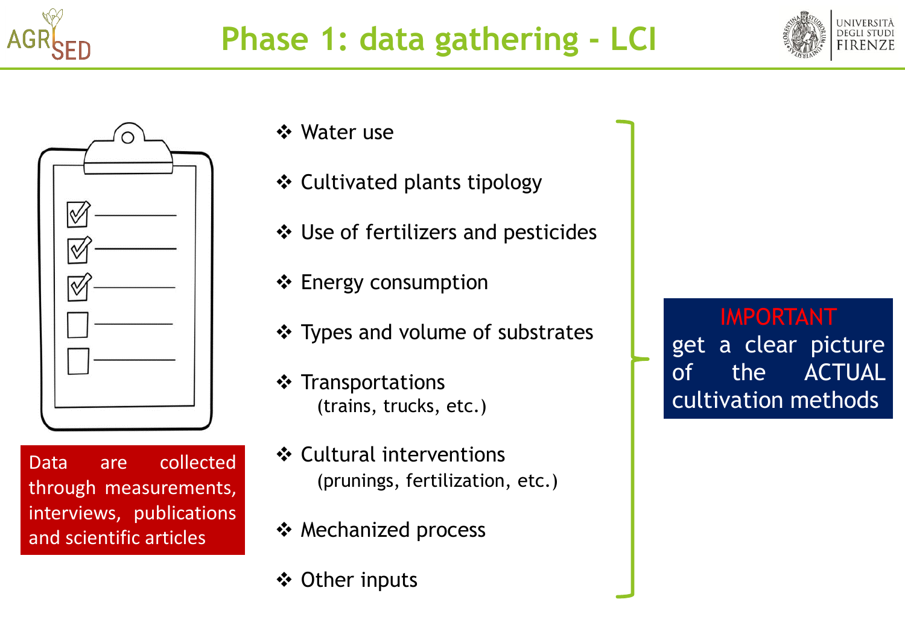# Phase 1: data gathering - LCI

- Water use
- Cultivated plants tipology
- Use of fertilizers and pesticides
- Energy consumption
- Types and volume of substrates
- Transportations (trains, trucks, etc.)
- Cultural interventions (prunings, fertilization, etc.)
- Mechanized process
- Other inputs

**IMPORTANT**
get a clear picture of the ACTUAL cultivation methods

Data are collected through measurements, interviews, publications and scientific articles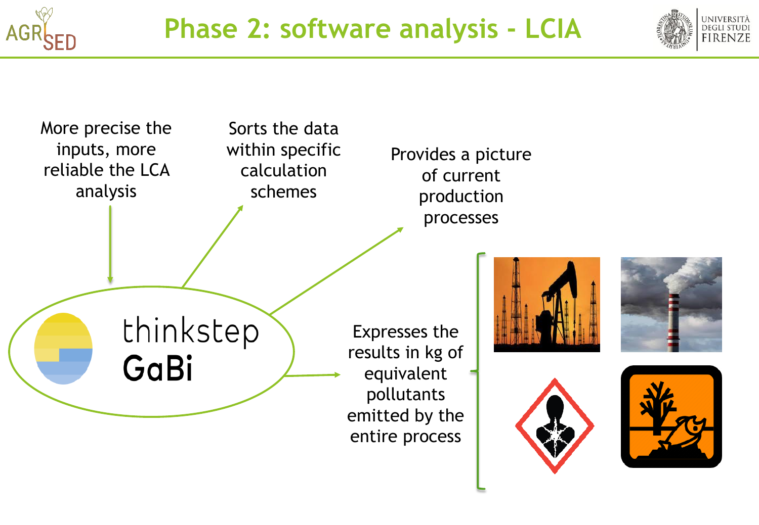# Phase 2: software analysis - LCIA

More precise the inputs, more reliable the LCA analysis

Sorts the data within specific calculation schemes

Provides a picture of current production processes

thinkstep GaBi

Expresses the results in kg of equivalent pollutants emitted by the entire process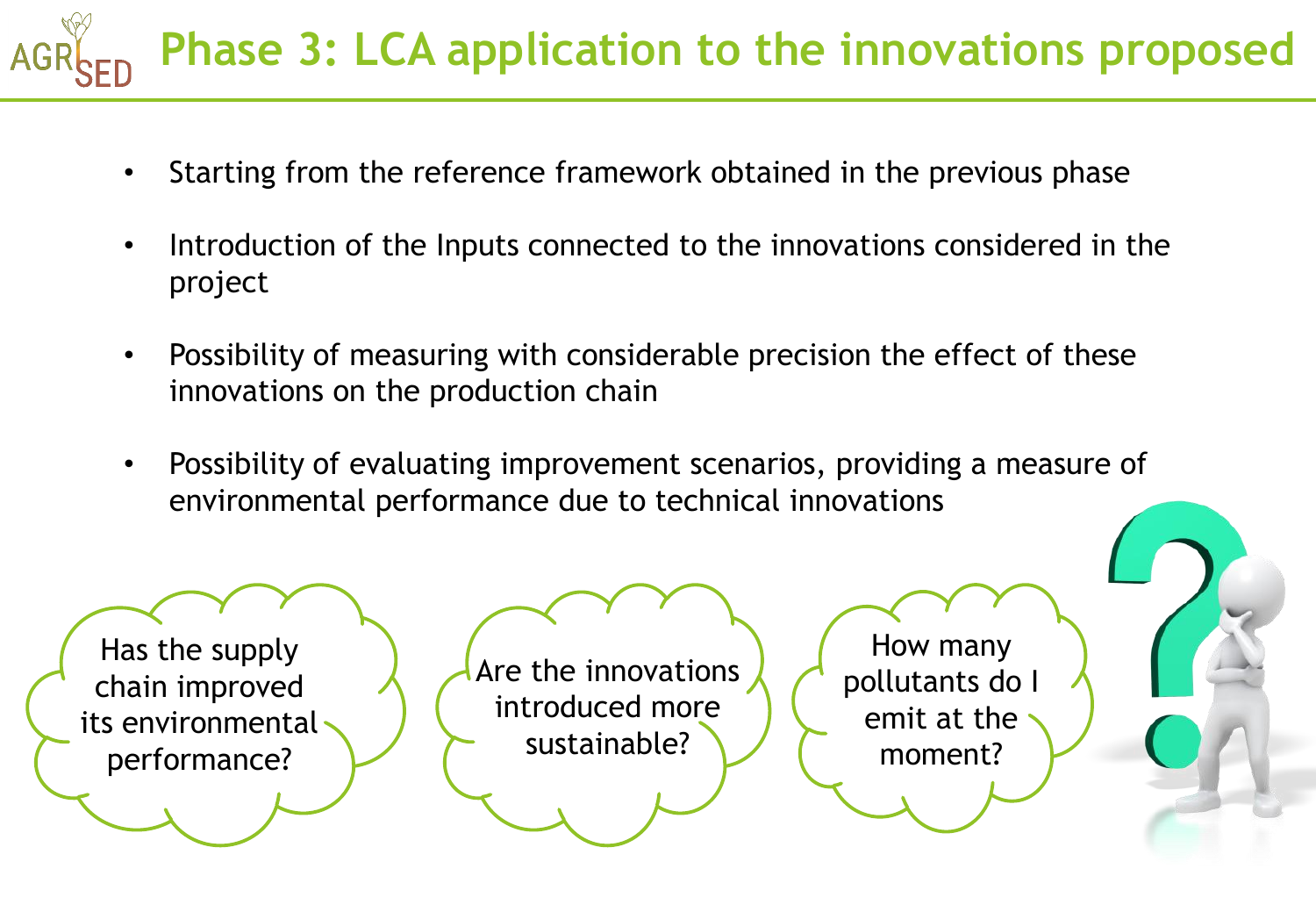# Phase 3: LCA application to the innovations proposed

- Starting from the reference framework obtained in the previous phase
- Introduction of the Inputs connected to the innovations considered in the project
- Possibility of measuring with considerable precision the effect of these innovations on the production chain
- Possibility of evaluating improvement scenarios, providing a measure of environmental performance due to technical innovations

Has the supply chain improved its environmental performance?

Are the innovations introduced more sustainable?

How many pollutants do I emit at the moment?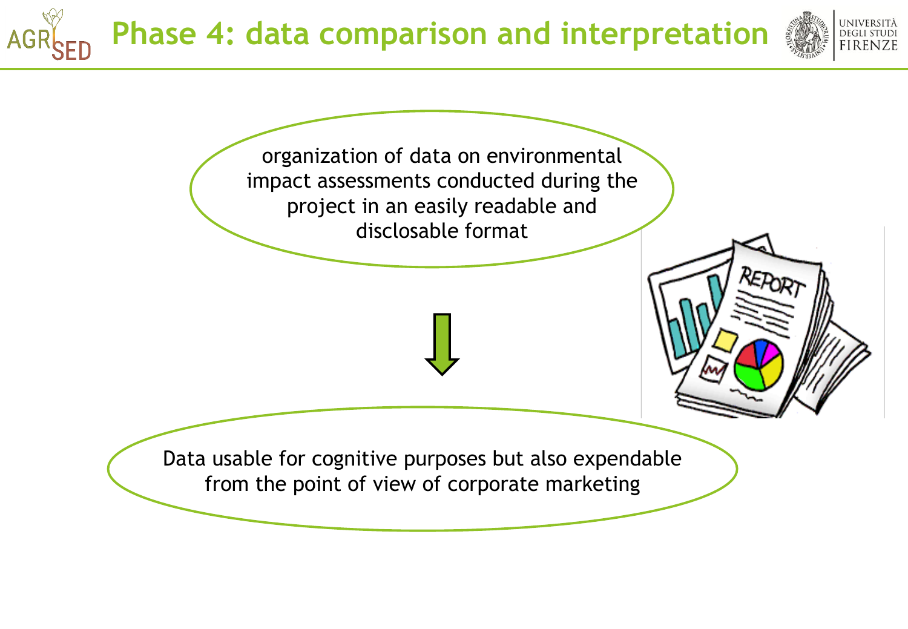# Phase 4: data comparison and interpretation

organization of data on environmental impact assessments conducted during the project in an easily readable and disclosable format

↓

Data usable for cognitive purposes but also expendable from the point of view of corporate marketing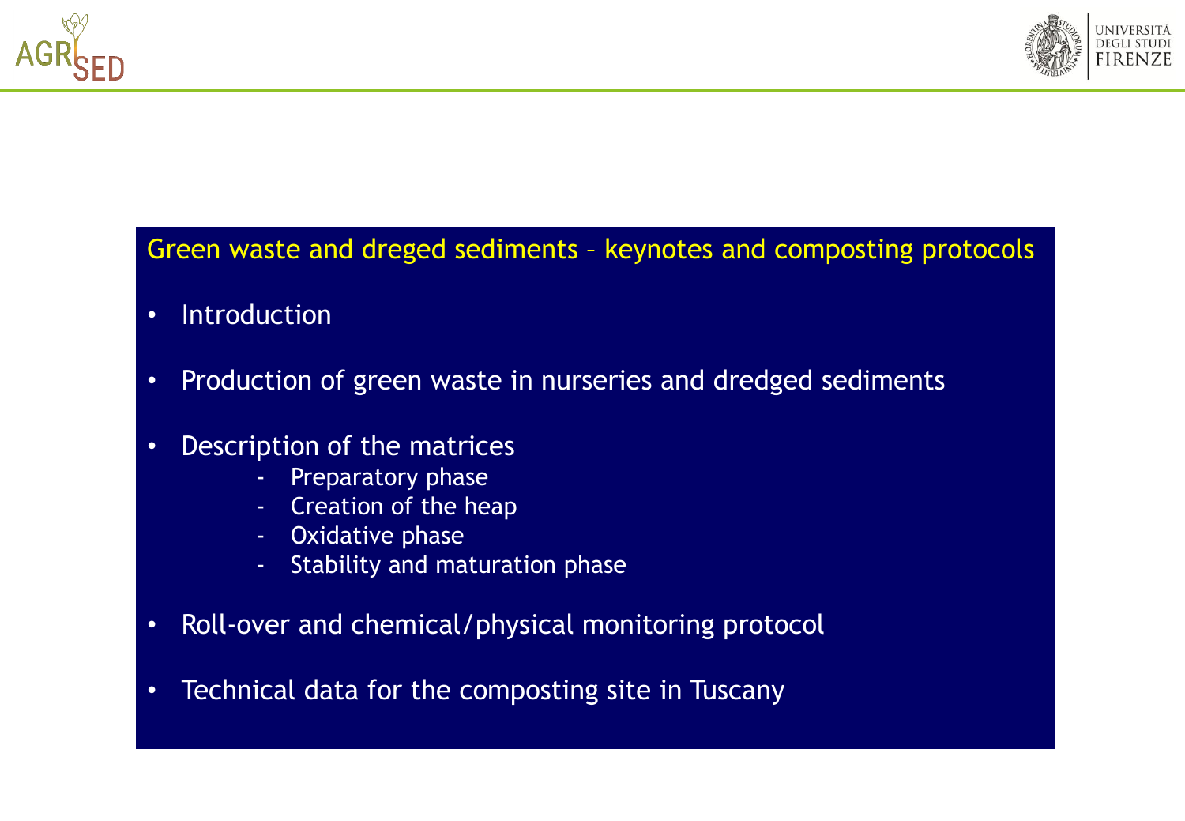## Green waste and dreged sediments – keynotes and composting protocols

- Introduction
- Production of green waste in nurseries and dredged sediments
- Description of the matrices
  - Preparatory phase
  - Creation of the heap
  - Oxidative phase
  - Stability and maturation phase
- Roll-over and chemical/physical monitoring protocol
- Technical data for the composting site in Tuscany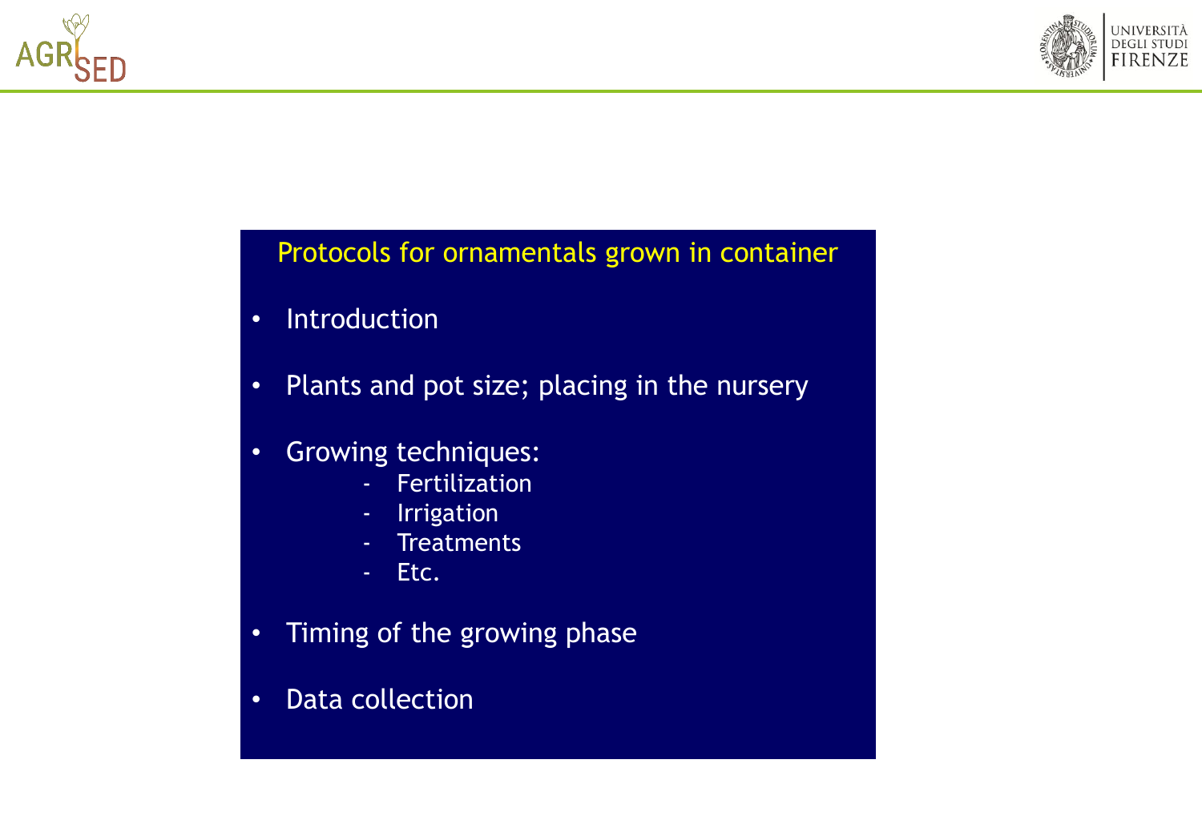## Protocols for ornamentals grown in container

- Introduction
- Plants and pot size; placing in the nursery
- Growing techniques:
  - Fertilization
  - Irrigation
  - Treatments
  - Etc.
- Timing of the growing phase
- Data collection